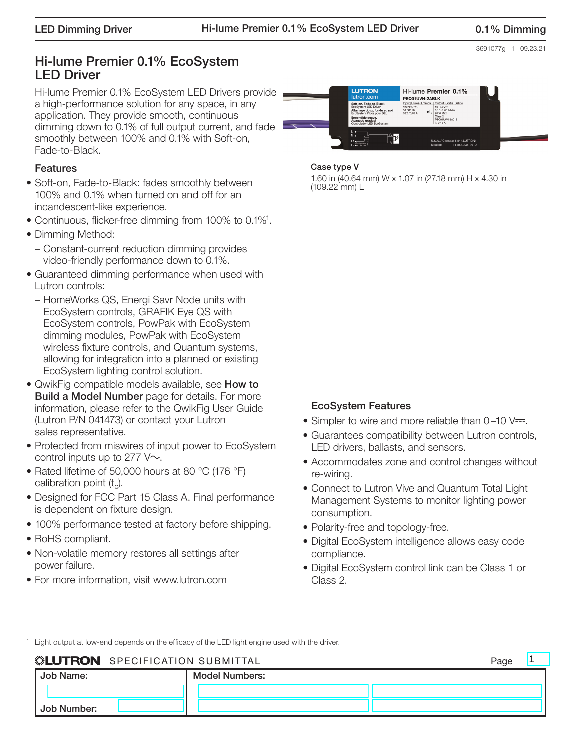# Hi-lume Premier 0.1% EcoSystem LED Driver

Hi-lume Premier 0.1% EcoSystem LED Drivers provide a high-performance solution for any space, in any application. They provide smooth, continuous dimming down to 0.1% of full output current, and fade smoothly between 100% and 0.1% with Soft-on, Fade-to-Black.

## Features

- Soft-on, Fade-to-Black: fades smoothly between 100% and 0.1% when turned on and off for an incandescent-like experience.
- Continuous, flicker-free dimming from 100% to 0.1%[1].
- Dimming Method:
  - Constant-current reduction dimming provides video-friendly performance down to 0.1%.
- Guaranteed dimming performance when used with Lutron controls:
  - HomeWorks QS, Energi Savr Node units with EcoSystem controls, GRAFIK Eye QS with EcoSystem controls, PowPak with EcoSystem dimming modules, PowPak with EcoSystem wireless fixture controls, and Quantum systems, allowing for integration into a planned or existing EcoSystem lighting control solution.
- QwikFig compatible models available, see **How to Build a Model Number** page for details. For more information, please refer to the QwikFig User Guide (Lutron P/N 041473) or contact your Lutron sales representative.
- Protected from miswires of input power to EcoSystem control inputs up to 277 V~.
- Rated lifetime of 50,000 hours at 80 °C (176 °F) calibration point ($t_c$).
- Designed for FCC Part 15 Class A. Final performance is dependent on fixture design.
- 100% performance tested at factory before shipping.
- RoHS compliant.
- Non-volatile memory restores all settings after power failure.
- For more information, visit www.lutron.com

**Case type V**

1.60 in (40.64 mm) W x 1.07 in (27.18 mm) H x 4.30 in (109.22 mm) L

## EcoSystem Features

- Simpler to wire and more reliable than 0–10 V⎓.
- Guarantees compatibility between Lutron controls, LED drivers, ballasts, and sensors.
- Accommodates zone and control changes without re-wiring.
- Connect to Lutron Vive and Quantum Total Light Management Systems to monitor lighting power consumption.
- Polarity-free and topology-free.
- Digital EcoSystem intelligence allows easy code compliance.
- Digital EcoSystem control link can be Class 1 or Class 2.

[1] Light output at low-end depends on the efficacy of the LED light engine used with the driver.

**LUTRON** SPECIFICATION SUBMITTAL

| Job Name: | Model Numbers: | |
|---|---|---|
| | | |
| Job Number: | | |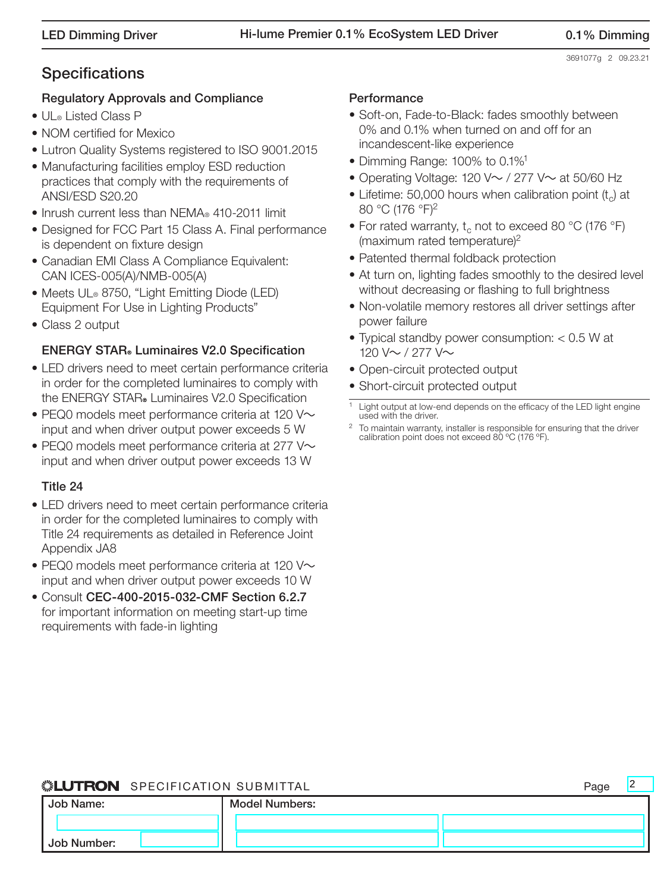## Specifications

### Regulatory Approvals and Compliance

- UL® Listed Class P
- NOM certified for Mexico
- Lutron Quality Systems registered to ISO 9001.2015
- Manufacturing facilities employ ESD reduction practices that comply with the requirements of ANSI/ESD S20.20
- Inrush current less than NEMA® 410-2011 limit
- Designed for FCC Part 15 Class A. Final performance is dependent on fixture design
- Canadian EMI Class A Compliance Equivalent: CAN ICES-005(A)/NMB-005(A)
- Meets UL® 8750, "Light Emitting Diode (LED) Equipment For Use in Lighting Products"
- Class 2 output

### ENERGY STAR® Luminaires V2.0 Specification

- LED drivers need to meet certain performance criteria in order for the completed luminaires to comply with the ENERGY STAR® Luminaires V2.0 Specification
- PEQ0 models meet performance criteria at 120 V~ input and when driver output power exceeds 5 W
- PEQ0 models meet performance criteria at 277 V~ input and when driver output power exceeds 13 W

### Title 24

- LED drivers need to meet certain performance criteria in order for the completed luminaires to comply with Title 24 requirements as detailed in Reference Joint Appendix JA8
- PEQ0 models meet performance criteria at 120 V~ input and when driver output power exceeds 10 W
- Consult **CEC-400-2015-032-CMF Section 6.2.7** for important information on meeting start-up time requirements with fade-in lighting

### Performance

- Soft-on, Fade-to-Black: fades smoothly between 0% and 0.1% when turned on and off for an incandescent-like experience
- Dimming Range: 100% to 0.1%[1]
- Operating Voltage: 120 V~ / 277 V~ at 50/60 Hz
- Lifetime: 50,000 hours when calibration point ($t_c$) at 80 °C (176 °F)[2]
- For rated warranty, $t_c$ not to exceed 80 °C (176 °F) (maximum rated temperature)[2]
- Patented thermal foldback protection
- At turn on, lighting fades smoothly to the desired level without decreasing or flashing to full brightness
- Non-volatile memory restores all driver settings after power failure
- Typical standby power consumption: < 0.5 W at 120 V~ / 277 V~
- Open-circuit protected output
- Short-circuit protected output

[1] Light output at low-end depends on the efficacy of the LED light engine used with the driver.

[2] To maintain warranty, installer is responsible for ensuring that the driver calibration point does not exceed 80 °C (176 °F).

LUTRON SPECIFICATION SUBMITTAL

| Job Name: | Model Numbers: | |
|---|---|---|
| | | |
| Job Number: | | |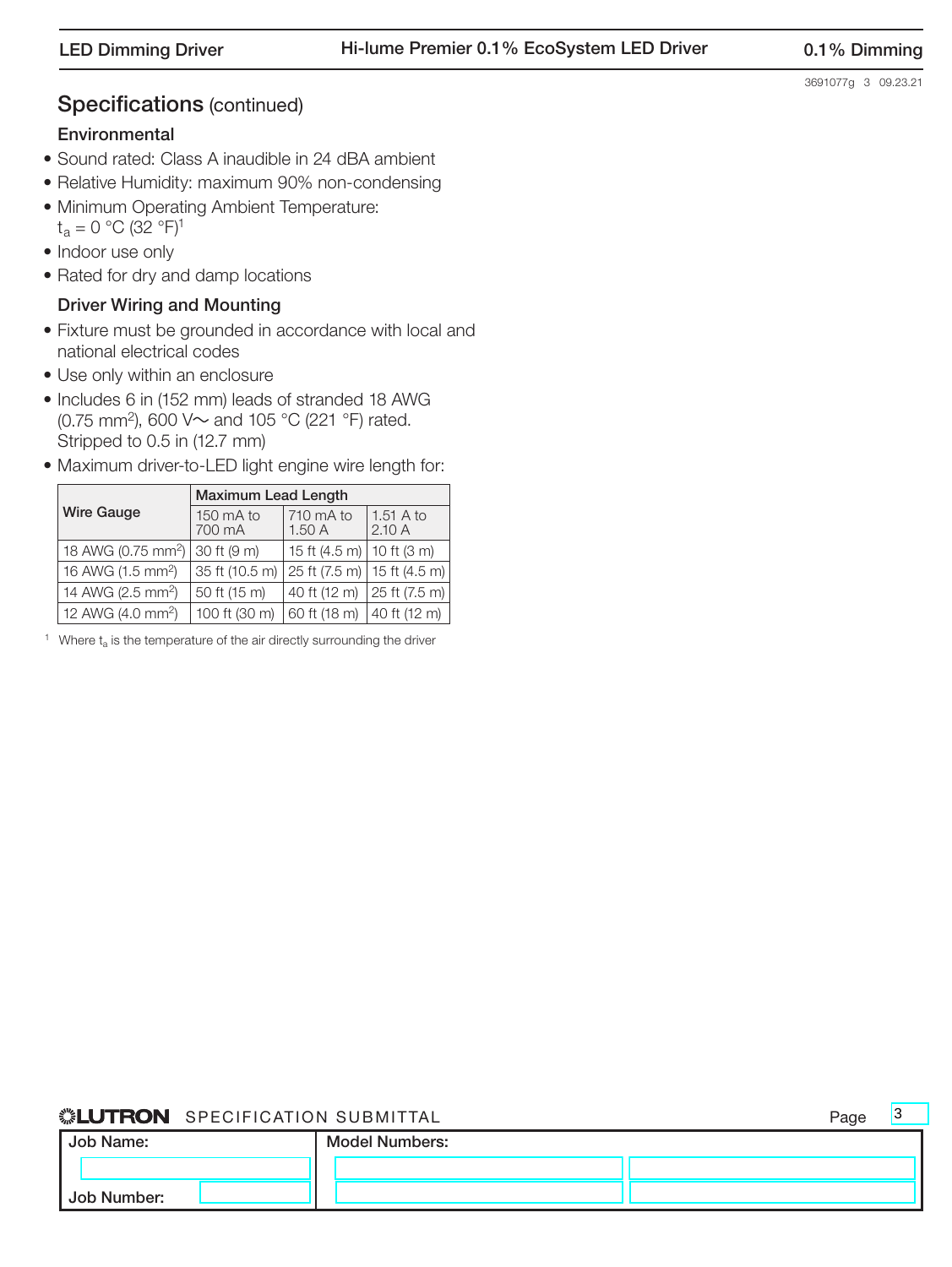## Specifications (continued)

### Environmental

- Sound rated: Class A inaudible in 24 dBA ambient
- Relative Humidity: maximum 90% non-condensing
- Minimum Operating Ambient Temperature: $t_a$ = 0 °C (32 °F)[1]
- Indoor use only
- Rated for dry and damp locations

### Driver Wiring and Mounting

- Fixture must be grounded in accordance with local and national electrical codes
- Use only within an enclosure
- Includes 6 in (152 mm) leads of stranded 18 AWG (0.75 $mm^2$), 600 V~ and 105 °C (221 °F) rated. Stripped to 0.5 in (12.7 mm)
- Maximum driver-to-LED light engine wire length for:

| Wire Gauge | Maximum Lead Length | | |
|---|---|---|---|
| | 150 mA to 700 mA | 710 mA to 1.50 A | 1.51 A to 2.10 A |
| 18 AWG (0.75 $mm^2$) | 30 ft (9 m) | 15 ft (4.5 m) | 10 ft (3 m) |
| 16 AWG (1.5 $mm^2$) | 35 ft (10.5 m) | 25 ft (7.5 m) | 15 ft (4.5 m) |
| 14 AWG (2.5 $mm^2$) | 50 ft (15 m) | 40 ft (12 m) | 25 ft (7.5 m) |
| 12 AWG (4.0 $mm^2$) | 100 ft (30 m) | 60 ft (18 m) | 40 ft (12 m) |

[1] Where $t_a$ is the temperature of the air directly surrounding the driver

LUTRON SPECIFICATION SUBMITTAL

| Job Name: | Model Numbers: |
|---|---|
| Job Number: | |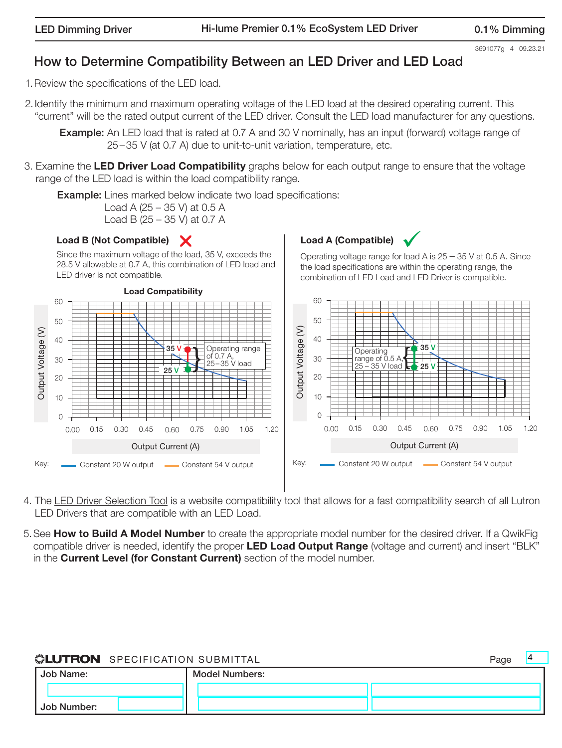# How to Determine Compatibility Between an LED Driver and LED Load

1. Review the specifications of the LED load.

2. Identify the minimum and maximum operating voltage of the LED load at the desired operating current. This "current" will be the rated output current of the LED driver. Consult the LED load manufacturer for any questions.

   **Example:** An LED load that is rated at 0.7 A and 30 V nominally, has an input (forward) voltage range of 25–35 V (at 0.7 A) due to unit-to-unit variation, temperature, etc.

3. Examine the **LED Driver Load Compatibility** graphs below for each output range to ensure that the voltage range of the LED load is within the load compatibility range.

   **Example:** Lines marked below indicate two load specifications:
   Load A (25 – 35 V) at 0.5 A
   Load B (25 – 35 V) at 0.7 A

### Load B (Not Compatible)

Since the maximum voltage of the load, 35 V, exceeds the 28.5 V allowable at 0.7 A, this combination of LED load and LED driver is not compatible.

**Load Compatibility**

Output Voltage (V) vs. Output Current (A)

Operating range of 0.7 A, 25–35 V load

Key: Constant 20 W output; Constant 54 V output

### Load A (Compatible)

Operating voltage range for load A is 25 – 35 V at 0.5 A. Since the load specifications are within the operating range, the combination of LED Load and LED Driver is compatible.

Output Voltage (V) vs. Output Current (A)

Operating range of 0.5 A, 25 – 35 V load

Key: Constant 20 W output; Constant 54 V output

4. The LED Driver Selection Tool is a website compatibility tool that allows for a fast compatibility search of all Lutron LED Drivers that are compatible with an LED Load.

5. See **How to Build A Model Number** to create the appropriate model number for the desired driver. If a QwikFig compatible driver is needed, identify the proper **LED Load Output Range** (voltage and current) and insert "BLK" in the **Current Level (for Constant Current)** section of the model number.

| Job Name: | Model Numbers: | |
|---|---|---|
| | | |
| Job Number: | | |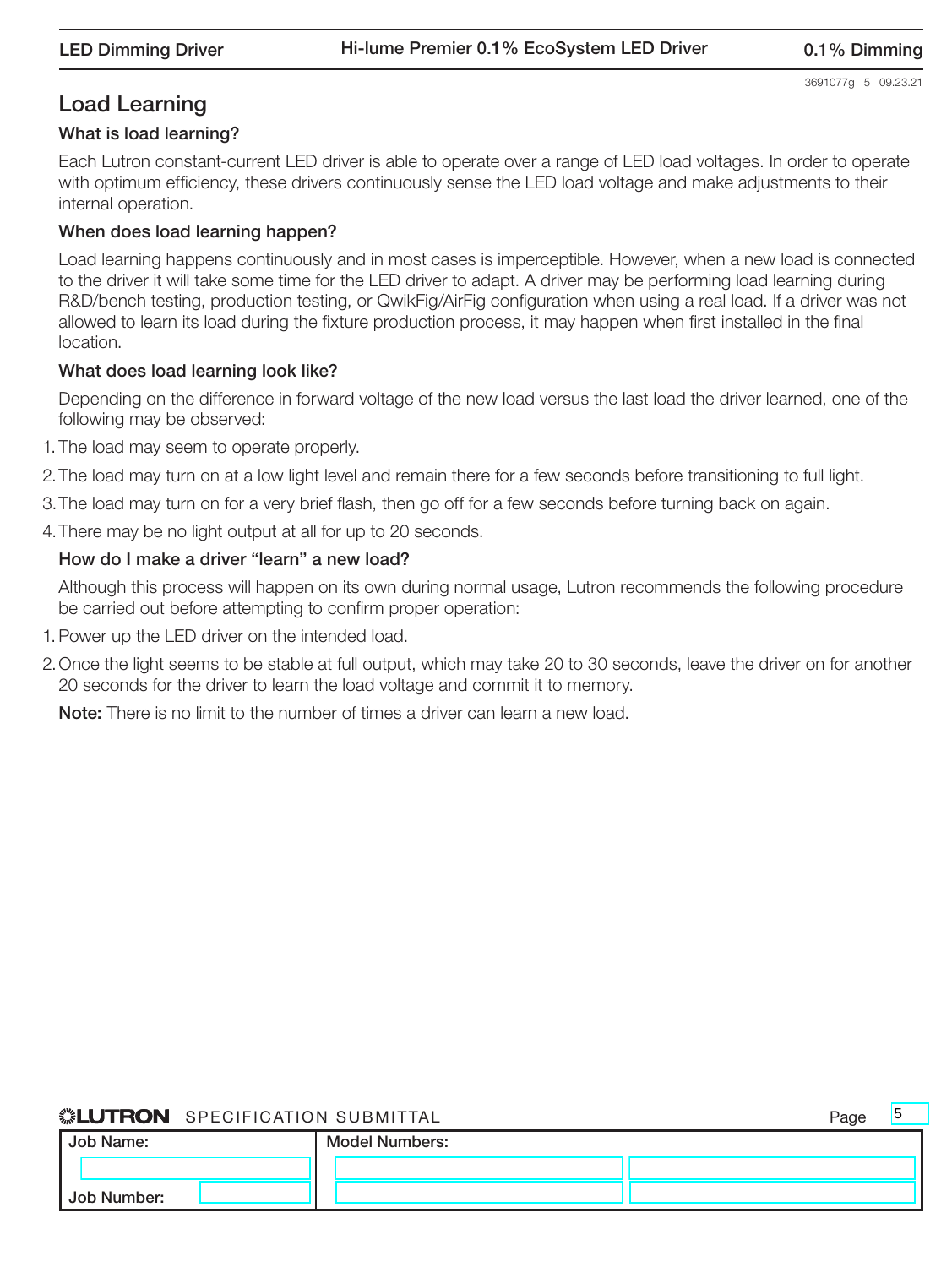## Load Learning

### What is load learning?

Each Lutron constant-current LED driver is able to operate over a range of LED load voltages. In order to operate with optimum efficiency, these drivers continuously sense the LED load voltage and make adjustments to their internal operation.

### When does load learning happen?

Load learning happens continuously and in most cases is imperceptible. However, when a new load is connected to the driver it will take some time for the LED driver to adapt. A driver may be performing load learning during R&D/bench testing, production testing, or QwikFig/AirFig configuration when using a real load. If a driver was not allowed to learn its load during the fixture production process, it may happen when first installed in the final location.

### What does load learning look like?

Depending on the difference in forward voltage of the new load versus the last load the driver learned, one of the following may be observed:

1. The load may seem to operate properly.
2. The load may turn on at a low light level and remain there for a few seconds before transitioning to full light.
3. The load may turn on for a very brief flash, then go off for a few seconds before turning back on again.
4. There may be no light output at all for up to 20 seconds.

### How do I make a driver "learn" a new load?

Although this process will happen on its own during normal usage, Lutron recommends the following procedure be carried out before attempting to confirm proper operation:

1. Power up the LED driver on the intended load.
2. Once the light seems to be stable at full output, which may take 20 to 30 seconds, leave the driver on for another 20 seconds for the driver to learn the load voltage and commit it to memory.

**Note:** There is no limit to the number of times a driver can learn a new load.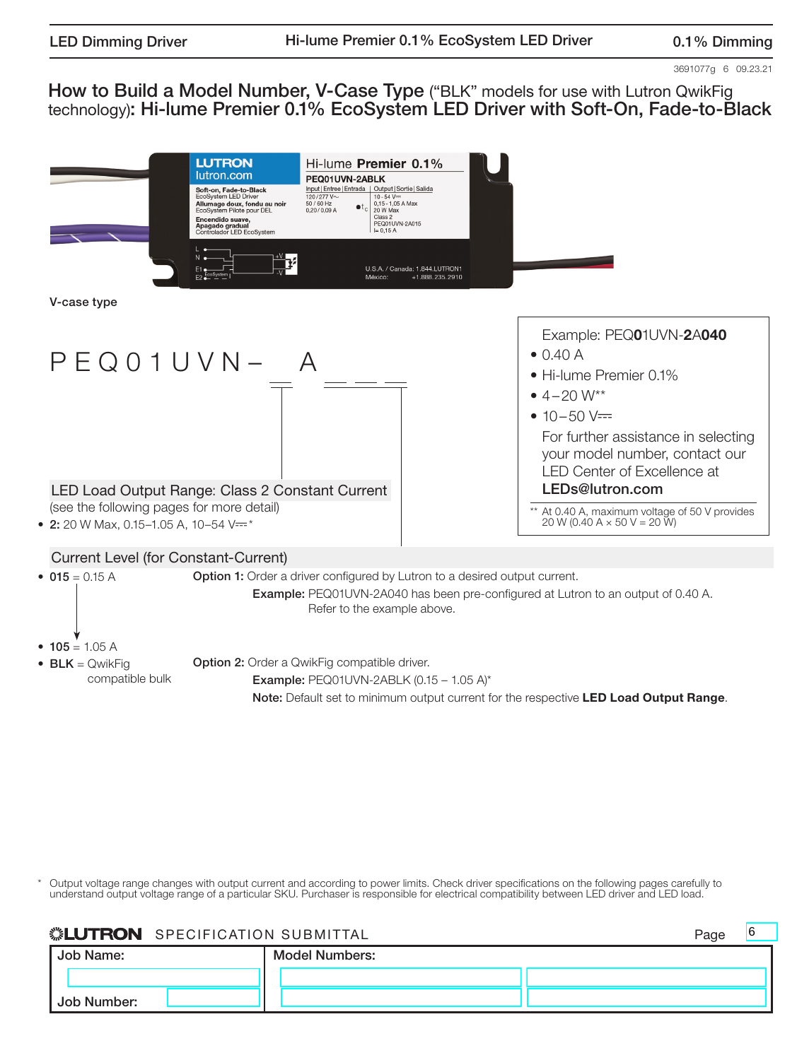# How to Build a Model Number, V-Case Type ("BLK" models for use with Lutron QwikFig technology): Hi-lume Premier 0.1% EcoSystem LED Driver with Soft-On, Fade-to-Black

V-case type

PEQ01UVN– _ A _ _ _

## LED Load Output Range: Class 2 Constant Current

(see the following pages for more detail)

- **2:** 20 W Max, 0.15–1.05 A, 10–54 V⎓*

Example: PEQ**01**UVN-**2**A**040**
- 0.40 A
- Hi-lume Premier 0.1%
- 4–20 W**
- 10–50 V⎓

For further assistance in selecting your model number, contact our LED Center of Excellence at **LEDs@lutron.com**

** At 0.40 A, maximum voltage of 50 V provides 20 W (0.40 A × 50 V = 20 W)

## Current Level (for Constant-Current)

- **015** = 0.15 A
- **105** = 1.05 A
- **BLK** = QwikFig compatible bulk

**Option 1:** Order a driver configured by Lutron to a desired output current.

**Example:** PEQ01UVN-2A040 has been pre-configured at Lutron to an output of 0.40 A. Refer to the example above.

**Option 2:** Order a QwikFig compatible driver.

**Example:** PEQ01UVN-2ABLK (0.15 – 1.05 A)*

**Note:** Default set to minimum output current for the respective **LED Load Output Range**.

* Output voltage range changes with output current and according to power limits. Check driver specifications on the following pages carefully to understand output voltage range of a particular SKU. Purchaser is responsible for electrical compatibility between LED driver and LED load.

LUTRON SPECIFICATION SUBMITTAL

| Job Name: | Model Numbers: | |
|---|---|---|
| | | |
| Job Number: | | |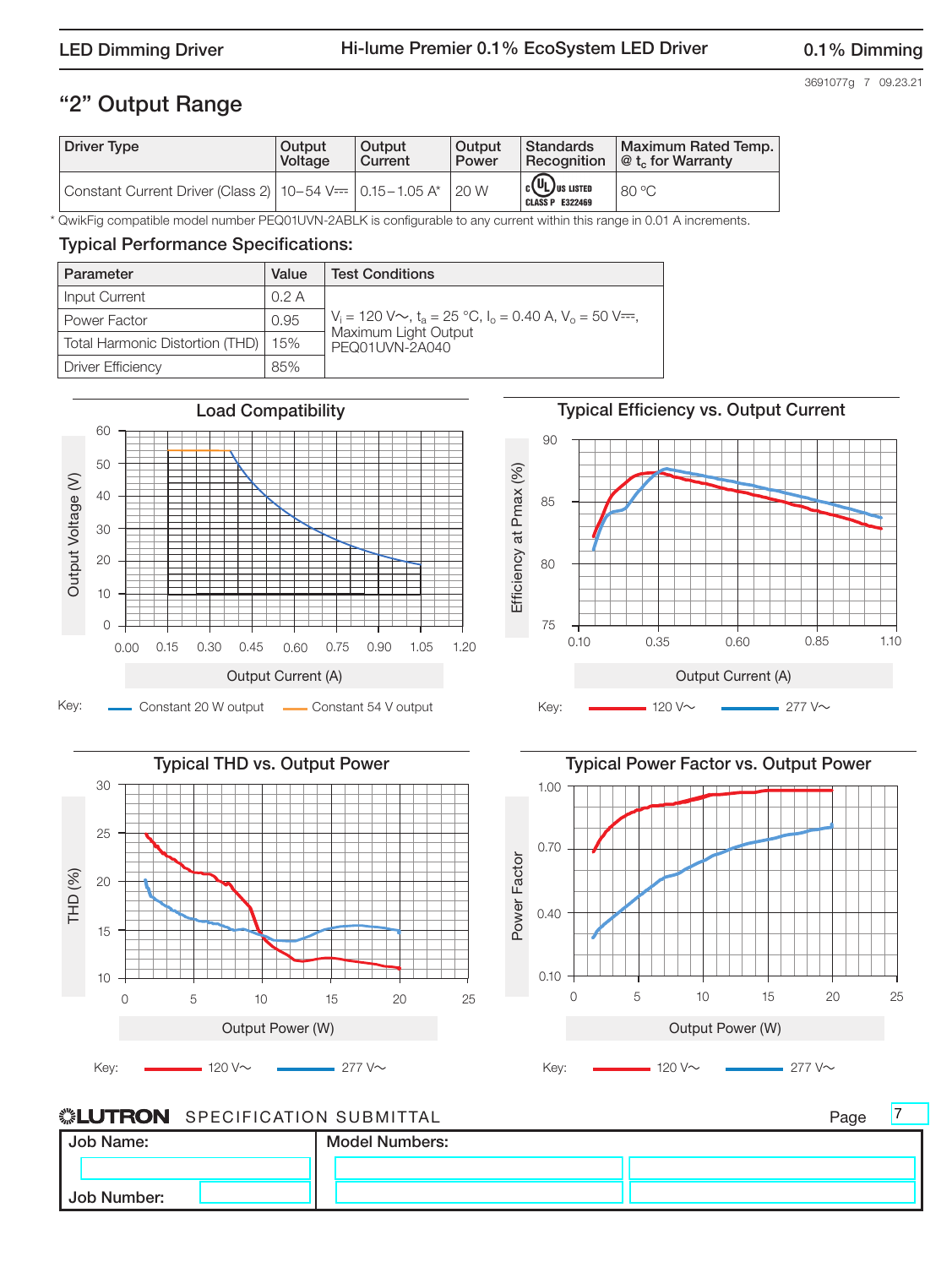## "2" Output Range

| Driver Type | Output Voltage | Output Current | Output Power | Standards Recognition | Maximum Rated Temp. @ $t_c$ for Warranty |
|---|---|---|---|---|---|
| Constant Current Driver (Class 2) | 10–54 V⎓ | 0.15–1.05 A* | 20 W | c UL US LISTED CLASS P E322469 | 80 °C |

\* QwikFig compatible model number PEQ01UVN-2ABLK is configurable to any current within this range in 0.01 A increments.

### Typical Performance Specifications:

| Parameter | Value | Test Conditions |
|---|---|---|
| Input Current | 0.2 A | $V_i$ = 120 V~, $t_a$ = 25 °C, $I_o$ = 0.40 A, $V_o$ = 50 V⎓, Maximum Light Output PEQ01UVN-2A040 |
| Power Factor | 0.95 | |
| Total Harmonic Distortion (THD) | 15% | |
| Driver Efficiency | 85% | |

**Load Compatibility**

Output Voltage (V) vs. Output Current (A)

Key: Constant 20 W output; Constant 54 V output

**Typical Efficiency vs. Output Current**

Efficiency at Pmax (%) vs. Output Current (A)

Key: 120 V~; 277 V~

**Typical THD vs. Output Power**

THD (%) vs. Output Power (W)

Key: 120 V~; 277 V~

**Typical Power Factor vs. Output Power**

Power Factor vs. Output Power (W)

Key: 120 V~; 277 V~

LUTRON SPECIFICATION SUBMITTAL

| Job Name: | Model Numbers: |
|---|---|
| Job Number: | |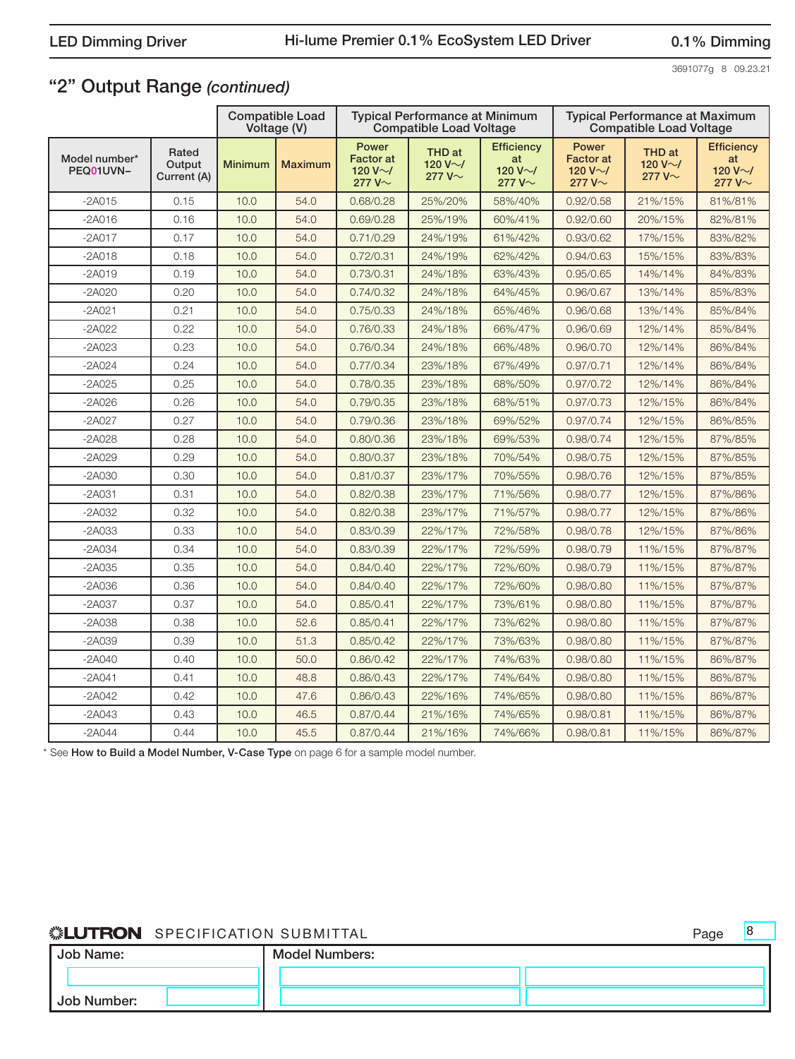## "2" Output Range *(continued)*

| Model number* PEQ01UVN– | Rated Output Current (A) | Compatible Load Voltage (V) | | Typical Performance at Minimum Compatible Load Voltage | | | Typical Performance at Maximum Compatible Load Voltage | | |
|---|---|---|---|---|---|---|---|---|---|
| | | Minimum | Maximum | Power Factor at 120 V~/ 277 V~ | THD at 120 V~/ 277 V~ | Efficiency at 120 V~/ 277 V~ | Power Factor at 120 V~/ 277 V~ | THD at 120 V~/ 277 V~ | Efficiency at 120 V~/ 277 V~ |
| -2A015 | 0.15 | 10.0 | 54.0 | 0.68/0.28 | 25%/20% | 58%/40% | 0.92/0.58 | 21%/15% | 81%/81% |
| -2A016 | 0.16 | 10.0 | 54.0 | 0.69/0.28 | 25%/19% | 60%/41% | 0.92/0.60 | 20%/15% | 82%/81% |
| -2A017 | 0.17 | 10.0 | 54.0 | 0.71/0.29 | 24%/19% | 61%/42% | 0.93/0.62 | 17%/15% | 83%/82% |
| -2A018 | 0.18 | 10.0 | 54.0 | 0.72/0.31 | 24%/19% | 62%/42% | 0.94/0.63 | 15%/15% | 83%/83% |
| -2A019 | 0.19 | 10.0 | 54.0 | 0.73/0.31 | 24%/18% | 63%/43% | 0.95/0.65 | 14%/14% | 84%/83% |
| -2A020 | 0.20 | 10.0 | 54.0 | 0.74/0.32 | 24%/18% | 64%/45% | 0.96/0.67 | 13%/14% | 85%/83% |
| -2A021 | 0.21 | 10.0 | 54.0 | 0.75/0.33 | 24%/18% | 65%/46% | 0.96/0.68 | 13%/14% | 85%/84% |
| -2A022 | 0.22 | 10.0 | 54.0 | 0.76/0.33 | 24%/18% | 66%/47% | 0.96/0.69 | 12%/14% | 85%/84% |
| -2A023 | 0.23 | 10.0 | 54.0 | 0.76/0.34 | 24%/18% | 66%/48% | 0.96/0.70 | 12%/14% | 86%/84% |
| -2A024 | 0.24 | 10.0 | 54.0 | 0.77/0.34 | 23%/18% | 67%/49% | 0.97/0.71 | 12%/14% | 86%/84% |
| -2A025 | 0.25 | 10.0 | 54.0 | 0.78/0.35 | 23%/18% | 68%/50% | 0.97/0.72 | 12%/14% | 86%/84% |
| -2A026 | 0.26 | 10.0 | 54.0 | 0.79/0.35 | 23%/18% | 68%/51% | 0.97/0.73 | 12%/15% | 86%/84% |
| -2A027 | 0.27 | 10.0 | 54.0 | 0.79/0.36 | 23%/18% | 69%/52% | 0.97/0.74 | 12%/15% | 86%/85% |
| -2A028 | 0.28 | 10.0 | 54.0 | 0.80/0.36 | 23%/18% | 69%/53% | 0.98/0.74 | 12%/15% | 87%/85% |
| -2A029 | 0.29 | 10.0 | 54.0 | 0.80/0.37 | 23%/18% | 70%/54% | 0.98/0.75 | 12%/15% | 87%/85% |
| -2A030 | 0.30 | 10.0 | 54.0 | 0.81/0.37 | 23%/17% | 70%/55% | 0.98/0.76 | 12%/15% | 87%/85% |
| -2A031 | 0.31 | 10.0 | 54.0 | 0.82/0.38 | 23%/17% | 71%/56% | 0.98/0.77 | 12%/15% | 87%/86% |
| -2A032 | 0.32 | 10.0 | 54.0 | 0.82/0.38 | 23%/17% | 71%/57% | 0.98/0.77 | 12%/15% | 87%/86% |
| -2A033 | 0.33 | 10.0 | 54.0 | 0.83/0.39 | 22%/17% | 72%/58% | 0.98/0.78 | 12%/15% | 87%/86% |
| -2A034 | 0.34 | 10.0 | 54.0 | 0.83/0.39 | 22%/17% | 72%/59% | 0.98/0.79 | 11%/15% | 87%/87% |
| -2A035 | 0.35 | 10.0 | 54.0 | 0.84/0.40 | 22%/17% | 72%/60% | 0.98/0.79 | 11%/15% | 87%/87% |
| -2A036 | 0.36 | 10.0 | 54.0 | 0.84/0.40 | 22%/17% | 72%/60% | 0.98/0.80 | 11%/15% | 87%/87% |
| -2A037 | 0.37 | 10.0 | 54.0 | 0.85/0.41 | 22%/17% | 73%/61% | 0.98/0.80 | 11%/15% | 87%/87% |
| -2A038 | 0.38 | 10.0 | 52.6 | 0.85/0.41 | 22%/17% | 73%/62% | 0.98/0.80 | 11%/15% | 87%/87% |
| -2A039 | 0.39 | 10.0 | 51.3 | 0.85/0.42 | 22%/17% | 73%/63% | 0.98/0.80 | 11%/15% | 87%/87% |
| -2A040 | 0.40 | 10.0 | 50.0 | 0.86/0.42 | 22%/17% | 74%/63% | 0.98/0.80 | 11%/15% | 86%/87% |
| -2A041 | 0.41 | 10.0 | 48.8 | 0.86/0.43 | 22%/17% | 74%/64% | 0.98/0.80 | 11%/15% | 86%/87% |
| -2A042 | 0.42 | 10.0 | 47.6 | 0.86/0.43 | 22%/16% | 74%/65% | 0.98/0.80 | 11%/15% | 86%/87% |
| -2A043 | 0.43 | 10.0 | 46.5 | 0.87/0.44 | 21%/16% | 74%/65% | 0.98/0.81 | 11%/15% | 86%/87% |
| -2A044 | 0.44 | 10.0 | 45.5 | 0.87/0.44 | 21%/16% | 74%/66% | 0.98/0.81 | 11%/15% | 86%/87% |

* See **How to Build a Model Number, V-Case Type** on page 6 for a sample model number.

| Job Name: | Model Numbers: | |
|---|---|---|
| | | |
| Job Number: | | |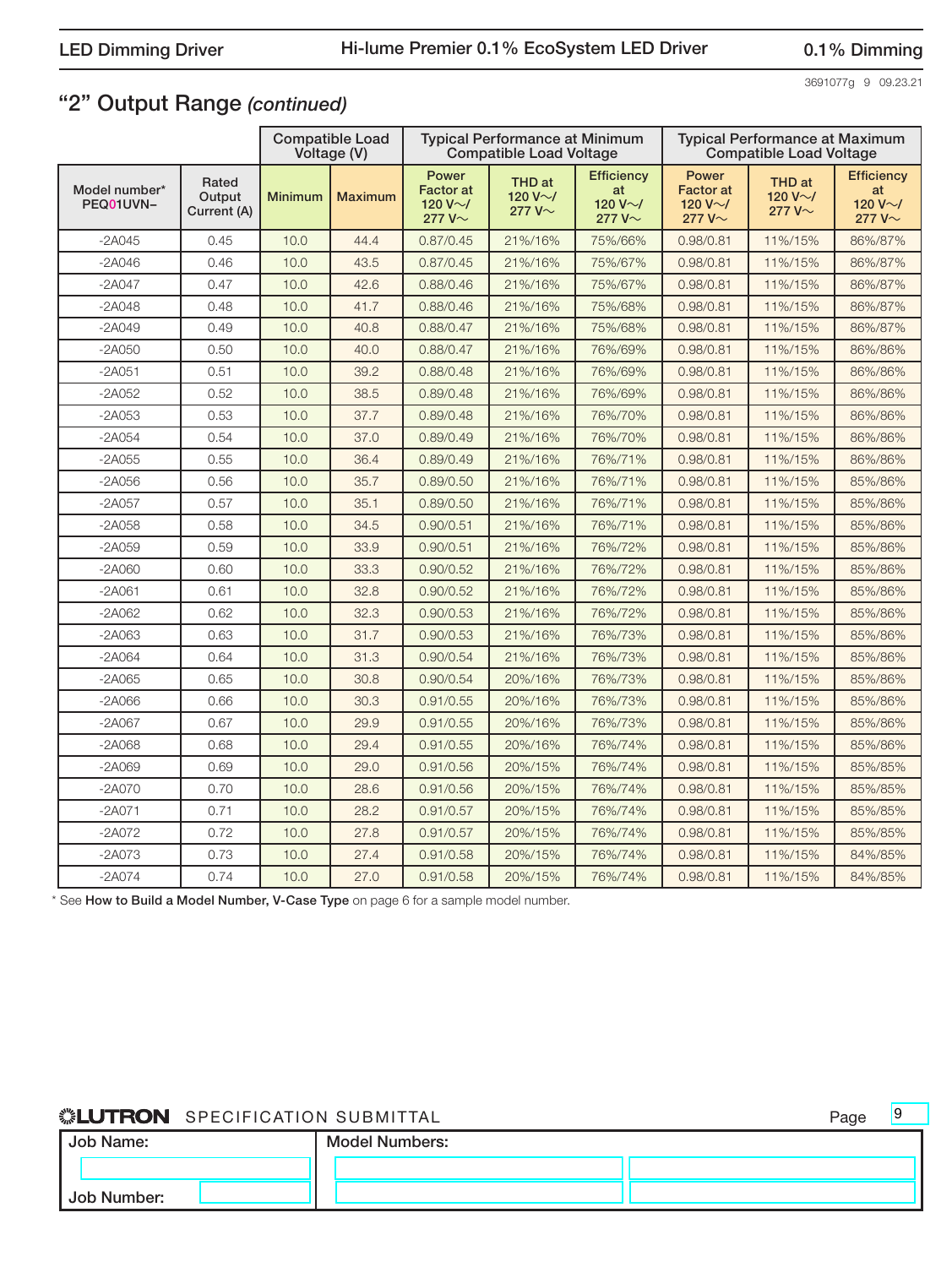## "2" Output Range *(continued)*

| Model number* PEQ01UVN– | Rated Output Current (A) | Compatible Load Voltage (V) | | Typical Performance at Minimum Compatible Load Voltage | | | Typical Performance at Maximum Compatible Load Voltage | | |
|---|---|---|---|---|---|---|---|---|---|
| | | Minimum | Maximum | Power Factor at 120 V~/ 277 V~ | THD at 120 V~/ 277 V~ | Efficiency at 120 V~/ 277 V~ | Power Factor at 120 V~/ 277 V~ | THD at 120 V~/ 277 V~ | Efficiency at 120 V~/ 277 V~ |
| -2A045 | 0.45 | 10.0 | 44.4 | 0.87/0.45 | 21%/16% | 75%/66% | 0.98/0.81 | 11%/15% | 86%/87% |
| -2A046 | 0.46 | 10.0 | 43.5 | 0.87/0.45 | 21%/16% | 75%/67% | 0.98/0.81 | 11%/15% | 86%/87% |
| -2A047 | 0.47 | 10.0 | 42.6 | 0.88/0.46 | 21%/16% | 75%/67% | 0.98/0.81 | 11%/15% | 86%/87% |
| -2A048 | 0.48 | 10.0 | 41.7 | 0.88/0.46 | 21%/16% | 75%/68% | 0.98/0.81 | 11%/15% | 86%/87% |
| -2A049 | 0.49 | 10.0 | 40.8 | 0.88/0.47 | 21%/16% | 75%/68% | 0.98/0.81 | 11%/15% | 86%/87% |
| -2A050 | 0.50 | 10.0 | 40.0 | 0.88/0.47 | 21%/16% | 76%/69% | 0.98/0.81 | 11%/15% | 86%/86% |
| -2A051 | 0.51 | 10.0 | 39.2 | 0.88/0.48 | 21%/16% | 76%/69% | 0.98/0.81 | 11%/15% | 86%/86% |
| -2A052 | 0.52 | 10.0 | 38.5 | 0.89/0.48 | 21%/16% | 76%/69% | 0.98/0.81 | 11%/15% | 86%/86% |
| -2A053 | 0.53 | 10.0 | 37.7 | 0.89/0.48 | 21%/16% | 76%/70% | 0.98/0.81 | 11%/15% | 86%/86% |
| -2A054 | 0.54 | 10.0 | 37.0 | 0.89/0.49 | 21%/16% | 76%/70% | 0.98/0.81 | 11%/15% | 86%/86% |
| -2A055 | 0.55 | 10.0 | 36.4 | 0.89/0.49 | 21%/16% | 76%/71% | 0.98/0.81 | 11%/15% | 86%/86% |
| -2A056 | 0.56 | 10.0 | 35.7 | 0.89/0.50 | 21%/16% | 76%/71% | 0.98/0.81 | 11%/15% | 85%/86% |
| -2A057 | 0.57 | 10.0 | 35.1 | 0.89/0.50 | 21%/16% | 76%/71% | 0.98/0.81 | 11%/15% | 85%/86% |
| -2A058 | 0.58 | 10.0 | 34.5 | 0.90/0.51 | 21%/16% | 76%/71% | 0.98/0.81 | 11%/15% | 85%/86% |
| -2A059 | 0.59 | 10.0 | 33.9 | 0.90/0.51 | 21%/16% | 76%/72% | 0.98/0.81 | 11%/15% | 85%/86% |
| -2A060 | 0.60 | 10.0 | 33.3 | 0.90/0.52 | 21%/16% | 76%/72% | 0.98/0.81 | 11%/15% | 85%/86% |
| -2A061 | 0.61 | 10.0 | 32.8 | 0.90/0.52 | 21%/16% | 76%/72% | 0.98/0.81 | 11%/15% | 85%/86% |
| -2A062 | 0.62 | 10.0 | 32.3 | 0.90/0.53 | 21%/16% | 76%/72% | 0.98/0.81 | 11%/15% | 85%/86% |
| -2A063 | 0.63 | 10.0 | 31.7 | 0.90/0.53 | 21%/16% | 76%/73% | 0.98/0.81 | 11%/15% | 85%/86% |
| -2A064 | 0.64 | 10.0 | 31.3 | 0.90/0.54 | 21%/16% | 76%/73% | 0.98/0.81 | 11%/15% | 85%/86% |
| -2A065 | 0.65 | 10.0 | 30.8 | 0.90/0.54 | 20%/16% | 76%/73% | 0.98/0.81 | 11%/15% | 85%/86% |
| -2A066 | 0.66 | 10.0 | 30.3 | 0.91/0.55 | 20%/16% | 76%/73% | 0.98/0.81 | 11%/15% | 85%/86% |
| -2A067 | 0.67 | 10.0 | 29.9 | 0.91/0.55 | 20%/16% | 76%/73% | 0.98/0.81 | 11%/15% | 85%/86% |
| -2A068 | 0.68 | 10.0 | 29.4 | 0.91/0.55 | 20%/16% | 76%/74% | 0.98/0.81 | 11%/15% | 85%/86% |
| -2A069 | 0.69 | 10.0 | 29.0 | 0.91/0.56 | 20%/15% | 76%/74% | 0.98/0.81 | 11%/15% | 85%/85% |
| -2A070 | 0.70 | 10.0 | 28.6 | 0.91/0.56 | 20%/15% | 76%/74% | 0.98/0.81 | 11%/15% | 85%/85% |
| -2A071 | 0.71 | 10.0 | 28.2 | 0.91/0.57 | 20%/15% | 76%/74% | 0.98/0.81 | 11%/15% | 85%/85% |
| -2A072 | 0.72 | 10.0 | 27.8 | 0.91/0.57 | 20%/15% | 76%/74% | 0.98/0.81 | 11%/15% | 85%/85% |
| -2A073 | 0.73 | 10.0 | 27.4 | 0.91/0.58 | 20%/15% | 76%/74% | 0.98/0.81 | 11%/15% | 84%/85% |
| -2A074 | 0.74 | 10.0 | 27.0 | 0.91/0.58 | 20%/15% | 76%/74% | 0.98/0.81 | 11%/15% | 84%/85% |

\* See **How to Build a Model Number, V-Case Type** on page 6 for a sample model number.

LUTRON SPECIFICATION SUBMITTAL

| Job Name: | Model Numbers: | |
|---|---|---|
| | | |
| Job Number: | | |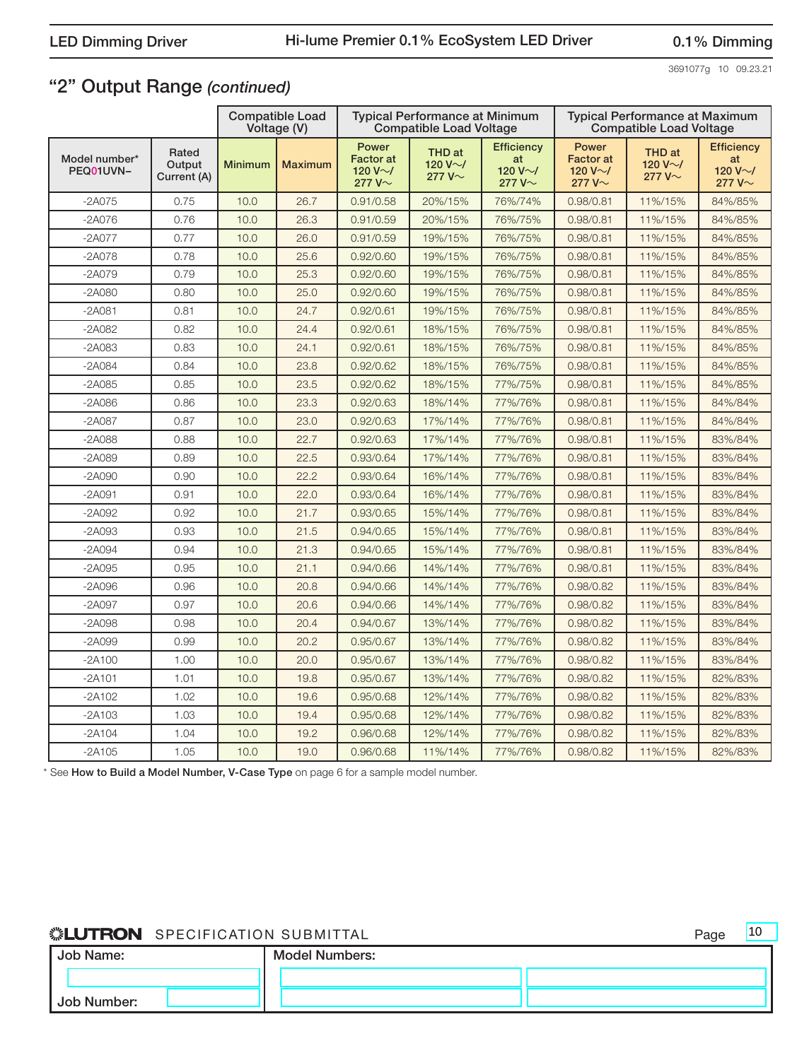## "2" Output Range *(continued)*

| Model number* PEQ01UVN– | Rated Output Current (A) | Compatible Load Voltage (V) | | Typical Performance at Minimum Compatible Load Voltage | | | Typical Performance at Maximum Compatible Load Voltage | | |
|---|---|---|---|---|---|---|---|---|---|
| | | Minimum | Maximum | Power Factor at 120 V~/ 277 V~ | THD at 120 V~/ 277 V~ | Efficiency at 120 V~/ 277 V~ | Power Factor at 120 V~/ 277 V~ | THD at 120 V~/ 277 V~ | Efficiency at 120 V~/ 277 V~ |
| -2A075 | 0.75 | 10.0 | 26.7 | 0.91/0.58 | 20%/15% | 76%/74% | 0.98/0.81 | 11%/15% | 84%/85% |
| -2A076 | 0.76 | 10.0 | 26.3 | 0.91/0.59 | 20%/15% | 76%/75% | 0.98/0.81 | 11%/15% | 84%/85% |
| -2A077 | 0.77 | 10.0 | 26.0 | 0.91/0.59 | 19%/15% | 76%/75% | 0.98/0.81 | 11%/15% | 84%/85% |
| -2A078 | 0.78 | 10.0 | 25.6 | 0.92/0.60 | 19%/15% | 76%/75% | 0.98/0.81 | 11%/15% | 84%/85% |
| -2A079 | 0.79 | 10.0 | 25.3 | 0.92/0.60 | 19%/15% | 76%/75% | 0.98/0.81 | 11%/15% | 84%/85% |
| -2A080 | 0.80 | 10.0 | 25.0 | 0.92/0.60 | 19%/15% | 76%/75% | 0.98/0.81 | 11%/15% | 84%/85% |
| -2A081 | 0.81 | 10.0 | 24.7 | 0.92/0.61 | 19%/15% | 76%/75% | 0.98/0.81 | 11%/15% | 84%/85% |
| -2A082 | 0.82 | 10.0 | 24.4 | 0.92/0.61 | 18%/15% | 76%/75% | 0.98/0.81 | 11%/15% | 84%/85% |
| -2A083 | 0.83 | 10.0 | 24.1 | 0.92/0.61 | 18%/15% | 76%/75% | 0.98/0.81 | 11%/15% | 84%/85% |
| -2A084 | 0.84 | 10.0 | 23.8 | 0.92/0.62 | 18%/15% | 76%/75% | 0.98/0.81 | 11%/15% | 84%/85% |
| -2A085 | 0.85 | 10.0 | 23.5 | 0.92/0.62 | 18%/15% | 77%/75% | 0.98/0.81 | 11%/15% | 84%/85% |
| -2A086 | 0.86 | 10.0 | 23.3 | 0.92/0.63 | 18%/14% | 77%/76% | 0.98/0.81 | 11%/15% | 84%/84% |
| -2A087 | 0.87 | 10.0 | 23.0 | 0.92/0.63 | 17%/14% | 77%/76% | 0.98/0.81 | 11%/15% | 84%/84% |
| -2A088 | 0.88 | 10.0 | 22.7 | 0.92/0.63 | 17%/14% | 77%/76% | 0.98/0.81 | 11%/15% | 83%/84% |
| -2A089 | 0.89 | 10.0 | 22.5 | 0.93/0.64 | 17%/14% | 77%/76% | 0.98/0.81 | 11%/15% | 83%/84% |
| -2A090 | 0.90 | 10.0 | 22.2 | 0.93/0.64 | 16%/14% | 77%/76% | 0.98/0.81 | 11%/15% | 83%/84% |
| -2A091 | 0.91 | 10.0 | 22.0 | 0.93/0.64 | 16%/14% | 77%/76% | 0.98/0.81 | 11%/15% | 83%/84% |
| -2A092 | 0.92 | 10.0 | 21.7 | 0.93/0.65 | 15%/14% | 77%/76% | 0.98/0.81 | 11%/15% | 83%/84% |
| -2A093 | 0.93 | 10.0 | 21.5 | 0.94/0.65 | 15%/14% | 77%/76% | 0.98/0.81 | 11%/15% | 83%/84% |
| -2A094 | 0.94 | 10.0 | 21.3 | 0.94/0.65 | 15%/14% | 77%/76% | 0.98/0.81 | 11%/15% | 83%/84% |
| -2A095 | 0.95 | 10.0 | 21.1 | 0.94/0.66 | 14%/14% | 77%/76% | 0.98/0.81 | 11%/15% | 83%/84% |
| -2A096 | 0.96 | 10.0 | 20.8 | 0.94/0.66 | 14%/14% | 77%/76% | 0.98/0.82 | 11%/15% | 83%/84% |
| -2A097 | 0.97 | 10.0 | 20.6 | 0.94/0.66 | 14%/14% | 77%/76% | 0.98/0.82 | 11%/15% | 83%/84% |
| -2A098 | 0.98 | 10.0 | 20.4 | 0.94/0.67 | 13%/14% | 77%/76% | 0.98/0.82 | 11%/15% | 83%/84% |
| -2A099 | 0.99 | 10.0 | 20.2 | 0.95/0.67 | 13%/14% | 77%/76% | 0.98/0.82 | 11%/15% | 83%/84% |
| -2A100 | 1.00 | 10.0 | 20.0 | 0.95/0.67 | 13%/14% | 77%/76% | 0.98/0.82 | 11%/15% | 83%/84% |
| -2A101 | 1.01 | 10.0 | 19.8 | 0.95/0.67 | 13%/14% | 77%/76% | 0.98/0.82 | 11%/15% | 82%/83% |
| -2A102 | 1.02 | 10.0 | 19.6 | 0.95/0.68 | 12%/14% | 77%/76% | 0.98/0.82 | 11%/15% | 82%/83% |
| -2A103 | 1.03 | 10.0 | 19.4 | 0.95/0.68 | 12%/14% | 77%/76% | 0.98/0.82 | 11%/15% | 82%/83% |
| -2A104 | 1.04 | 10.0 | 19.2 | 0.96/0.68 | 12%/14% | 77%/76% | 0.98/0.82 | 11%/15% | 82%/83% |
| -2A105 | 1.05 | 10.0 | 19.0 | 0.96/0.68 | 11%/14% | 77%/76% | 0.98/0.82 | 11%/15% | 82%/83% |

\* See **How to Build a Model Number, V-Case Type** on page 6 for a sample model number.

| Job Name: | Model Numbers: |
|---|---|
| Job Number: | |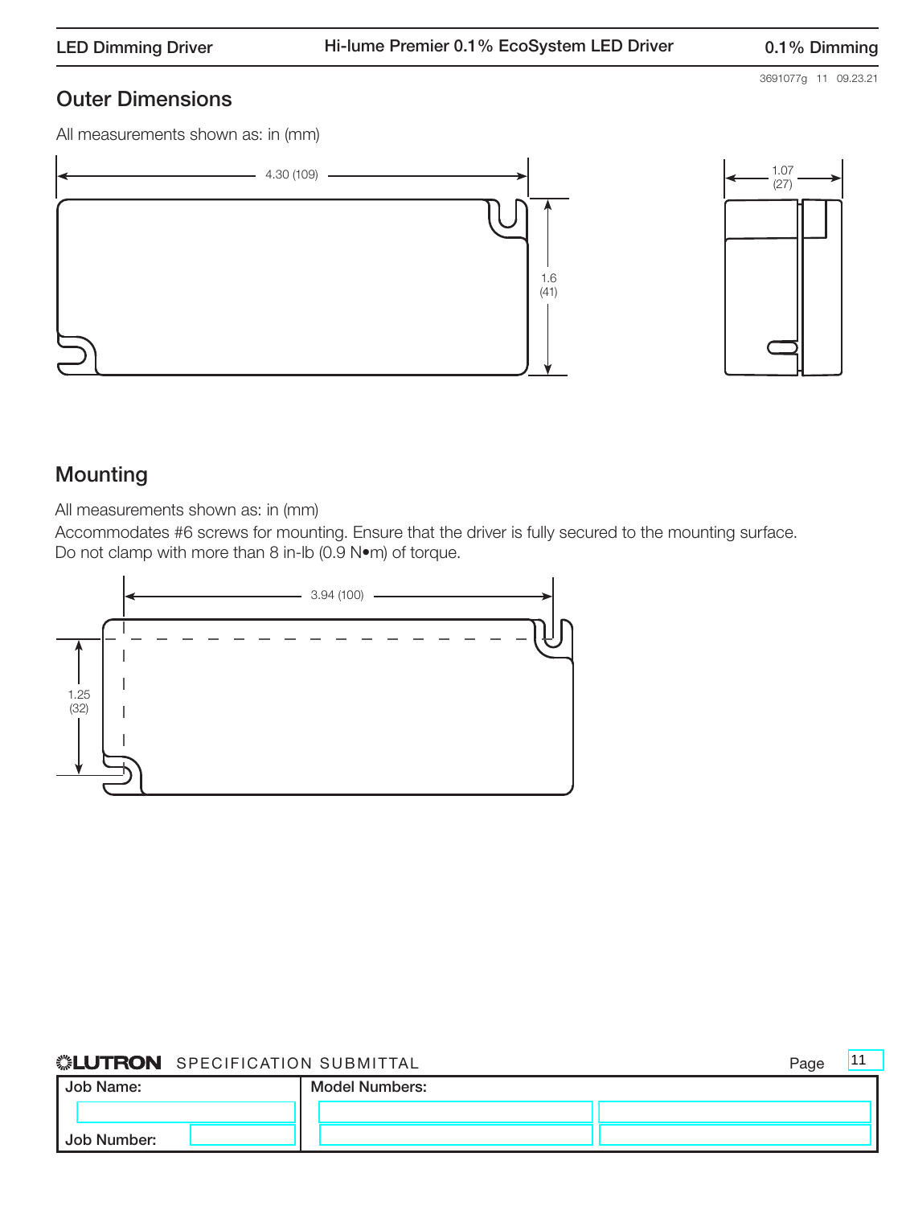## Outer Dimensions

All measurements shown as: in (mm)

4.30 (109)

1.6 (41)

1.07 (27)

## Mounting

All measurements shown as: in (mm)

Accommodates #6 screws for mounting. Ensure that the driver is fully secured to the mounting surface. Do not clamp with more than 8 in-lb (0.9 N•m) of torque.

3.94 (100)

1.25 (32)

| Job Name: | Model Numbers: |
| --- | --- |
| | |
| Job Number: | |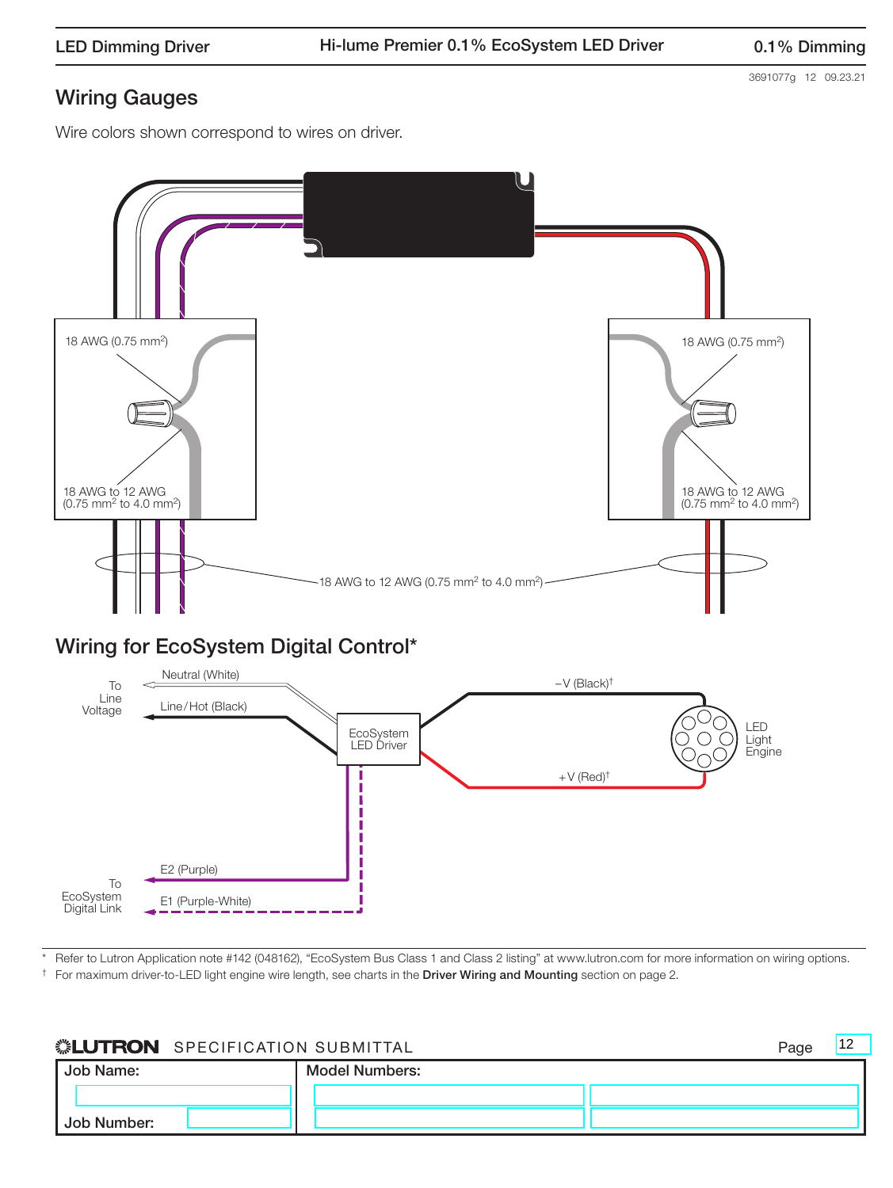## Wiring Gauges

Wire colors shown correspond to wires on driver.

18 AWG (0.75 mm²)

18 AWG to 12 AWG (0.75 mm² to 4.0 mm²)

18 AWG (0.75 mm²)

18 AWG to 12 AWG (0.75 mm² to 4.0 mm²)

18 AWG to 12 AWG (0.75 mm² to 4.0 mm²)

## Wiring for EcoSystem Digital Control*

To Line Voltage

Neutral (White)

Line/Hot (Black)

EcoSystem LED Driver

−V (Black)†

+V (Red)†

LED Light Engine

E2 (Purple)

E1 (Purple-White)

To EcoSystem Digital Link

\* Refer to Lutron Application note #142 (048162), “EcoSystem Bus Class 1 and Class 2 listing” at www.lutron.com for more information on wiring options.

† For maximum driver-to-LED light engine wire length, see charts in the **Driver Wiring and Mounting** section on page 2.

LUTRON SPECIFICATION SUBMITTAL

| Job Name: | Model Numbers: | |
|---|---|---|
| | | |
| Job Number: | | |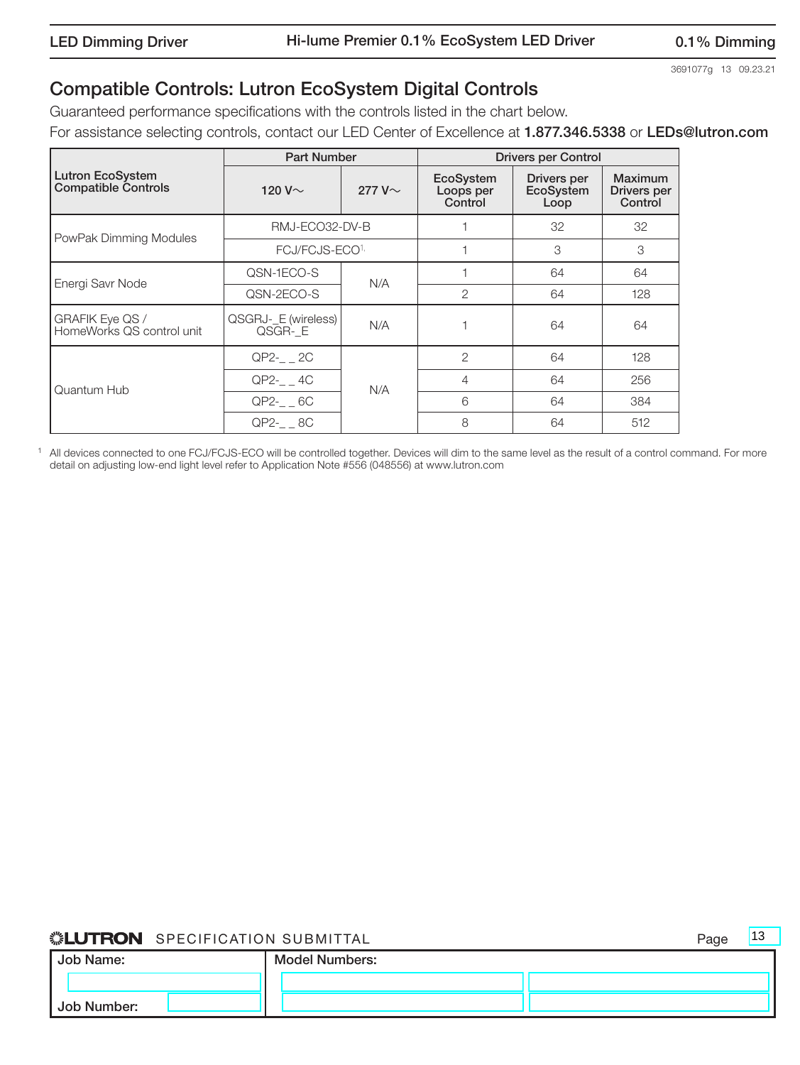3691077g 13 09.23.21

## Compatible Controls: Lutron EcoSystem Digital Controls

Guaranteed performance specifications with the controls listed in the chart below.

For assistance selecting controls, contact our LED Center of Excellence at **1.877.346.5338** or **LEDs@lutron.com**

| Lutron EcoSystem Compatible Controls | Part Number | | Drivers per Control | | |
|---|---|---|---|---|---|
| | 120 V~ | 277 V~ | EcoSystem Loops per Control | Drivers per EcoSystem Loop | Maximum Drivers per Control |
| PowPak Dimming Modules | RMJ-ECO32-DV-B | | 1 | 32 | 32 |
| | FCJ/FCJS-ECO[1] | | 1 | 3 | 3 |
| Energi Savr Node | QSN-1ECO-S | N/A | 1 | 64 | 64 |
| | QSN-2ECO-S | | 2 | 64 | 128 |
| GRAFIK Eye QS / HomeWorks QS control unit | QSGRJ-_E (wireless) QSGR-_E | N/A | 1 | 64 | 64 |
| Quantum Hub | QP2-_ _ 2C | N/A | 2 | 64 | 128 |
| | QP2-_ _ 4C | | 4 | 64 | 256 |
| | QP2-_ _ 6C | | 6 | 64 | 384 |
| | QP2-_ _ 8C | | 8 | 64 | 512 |

[1] All devices connected to one FCJ/FCJS-ECO will be controlled together. Devices will dim to the same level as the result of a control command. For more detail on adjusting low-end light level refer to Application Note #556 (048556) at www.lutron.com

LUTRON SPECIFICATION SUBMITTAL

| Job Name: | Model Numbers: |
|---|---|
| Job Number: | |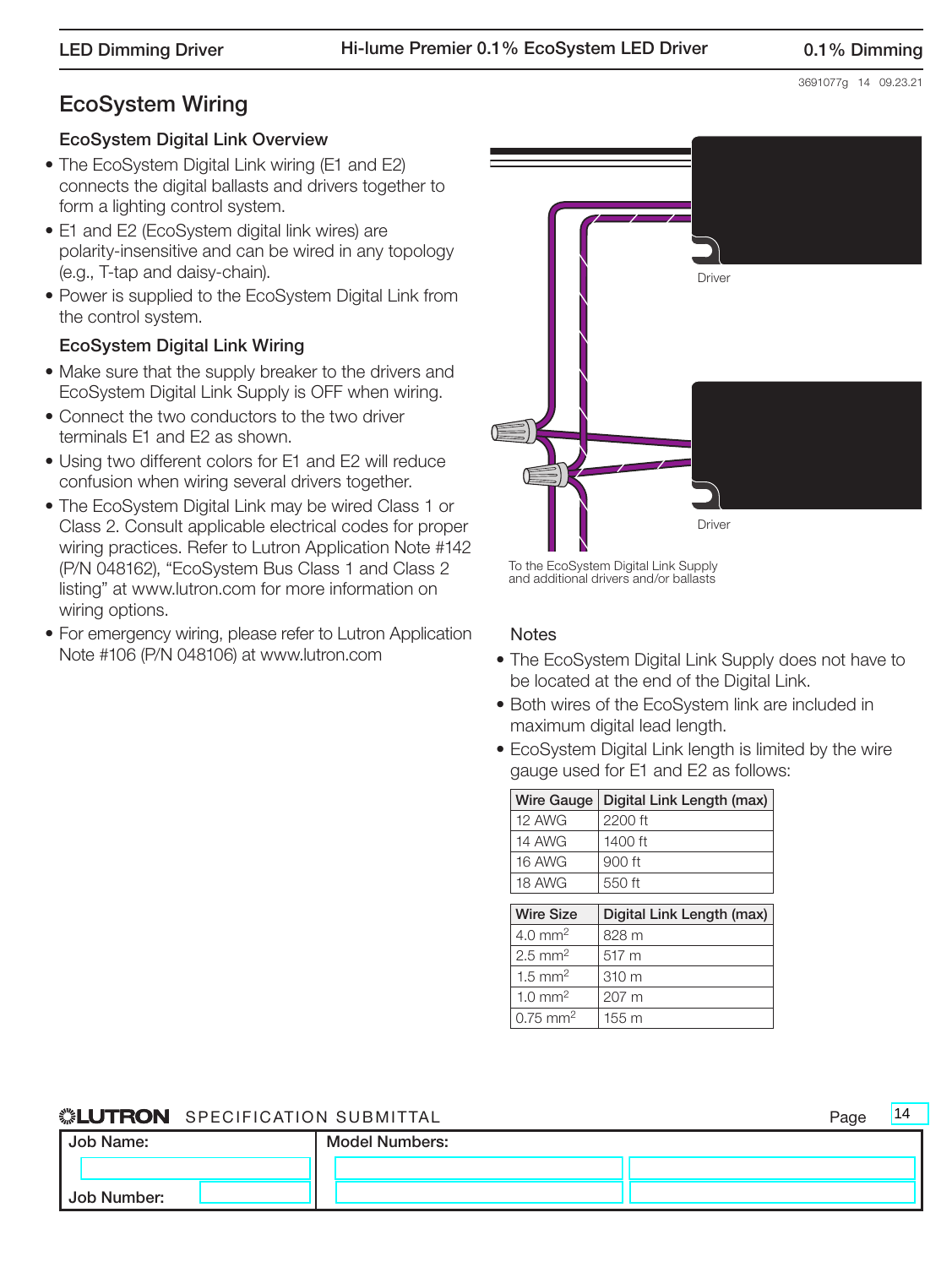## EcoSystem Wiring

### EcoSystem Digital Link Overview

- The EcoSystem Digital Link wiring (E1 and E2) connects the digital ballasts and drivers together to form a lighting control system.
- E1 and E2 (EcoSystem digital link wires) are polarity-insensitive and can be wired in any topology (e.g., T-tap and daisy-chain).
- Power is supplied to the EcoSystem Digital Link from the control system.

### EcoSystem Digital Link Wiring

- Make sure that the supply breaker to the drivers and EcoSystem Digital Link Supply is OFF when wiring.
- Connect the two conductors to the two driver terminals E1 and E2 as shown.
- Using two different colors for E1 and E2 will reduce confusion when wiring several drivers together.
- The EcoSystem Digital Link may be wired Class 1 or Class 2. Consult applicable electrical codes for proper wiring practices. Refer to Lutron Application Note #142 (P/N 048162), "EcoSystem Bus Class 1 and Class 2 listing" at www.lutron.com for more information on wiring options.
- For emergency wiring, please refer to Lutron Application Note #106 (P/N 048106) at www.lutron.com

Driver

Driver

To the EcoSystem Digital Link Supply and additional drivers and/or ballasts

### Notes

- The EcoSystem Digital Link Supply does not have to be located at the end of the Digital Link.
- Both wires of the EcoSystem link are included in maximum digital lead length.
- EcoSystem Digital Link length is limited by the wire gauge used for E1 and E2 as follows:

| Wire Gauge | Digital Link Length (max) |
|---|---|
| 12 AWG | 2200 ft |
| 14 AWG | 1400 ft |
| 16 AWG | 900 ft |
| 18 AWG | 550 ft |

| Wire Size | Digital Link Length (max) |
|---|---|
| 4.0 $mm^2$ | 828 m |
| 2.5 $mm^2$ | 517 m |
| 1.5 $mm^2$ | 310 m |
| 1.0 $mm^2$ | 207 m |
| 0.75 $mm^2$ | 155 m |

**LUTRON** SPECIFICATION SUBMITTAL

| Job Name: | Model Numbers: |
|---|---|
| | |
| Job Number: | |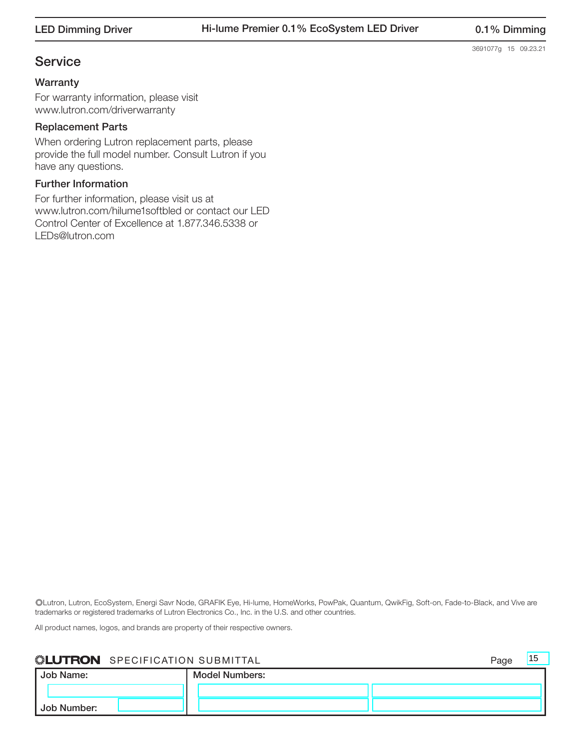## Service

### Warranty

For warranty information, please visit www.lutron.com/driverwarranty

### Replacement Parts

When ordering Lutron replacement parts, please provide the full model number. Consult Lutron if you have any questions.

### Further Information

For further information, please visit us at www.lutron.com/hilume1softbled or contact our LED Control Center of Excellence at 1.877.346.5338 or LEDs@lutron.com

Lutron, Lutron, EcoSystem, Energi Savr Node, GRAFIK Eye, Hi-lume, HomeWorks, PowPak, Quantum, QwikFig, Soft-on, Fade-to-Black, and Vive are trademarks or registered trademarks of Lutron Electronics Co., Inc. in the U.S. and other countries.

All product names, logos, and brands are property of their respective owners.

LUTRON SPECIFICATION SUBMITTAL

| Job Name: | Model Numbers: | |
|---|---|---|
| | | |
| Job Number: | | |